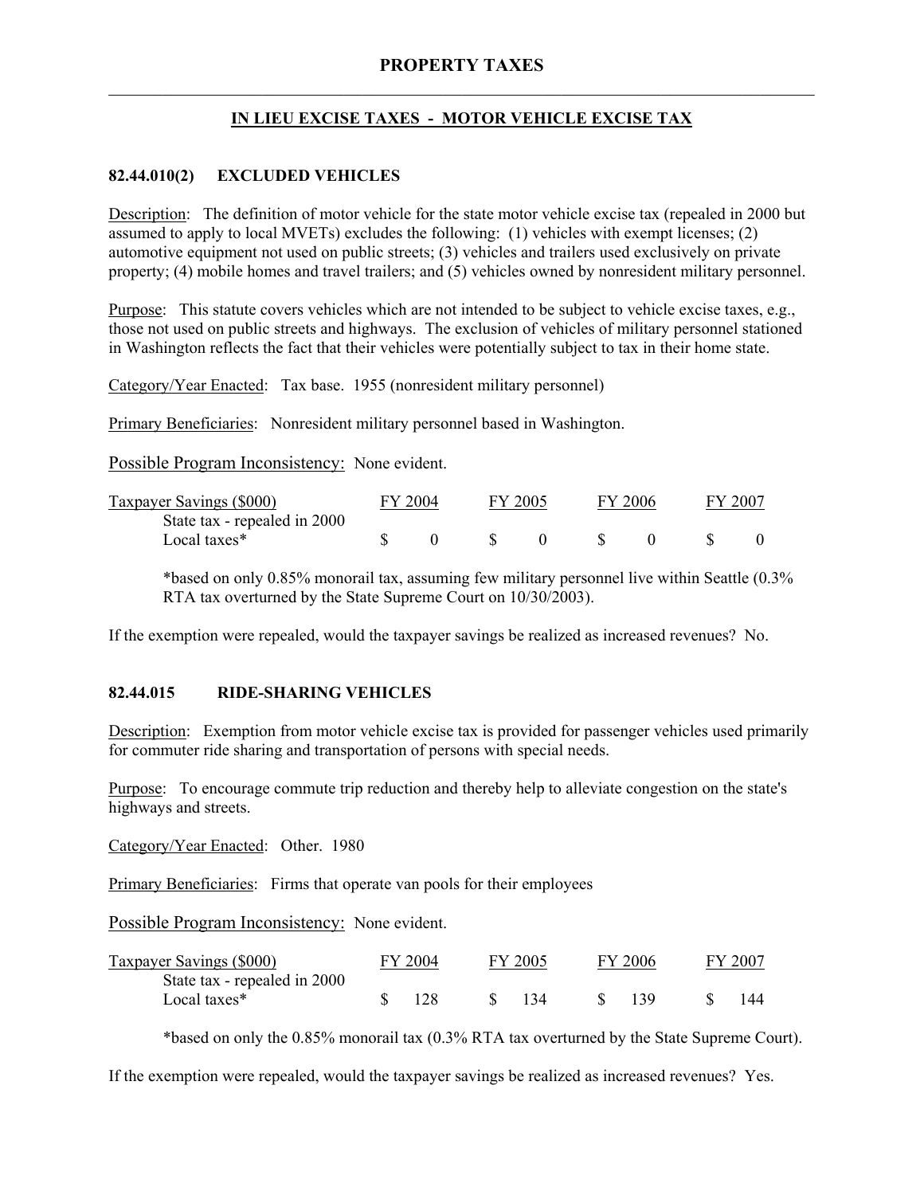# PROPERTY TAXES

## IN LIEU EXCISE TAXES - MOTOR VEHICLE EXCISE TAX

### 82.44.010(2) EXCLUDED VEHICLES

Description: The definition of motor vehicle for the state motor vehicle excise tax (repealed in 2000 but assumed to apply to local MVETs) excludes the following: (1) vehicles with exempt licenses; (2) automotive equipment not used on public streets; (3) vehicles and trailers used exclusively on private property; (4) mobile homes and travel trailers; and (5) vehicles owned by nonresident military personnel.

Purpose: This statute covers vehicles which are not intended to be subject to vehicle excise taxes, e.g., those not used on public streets and highways. The exclusion of vehicles of military personnel stationed in Washington reflects the fact that their vehicles were potentially subject to tax in their home state.

Category/Year Enacted: Tax base. 1955 (nonresident military personnel)

Primary Beneficiaries: Nonresident military personnel based in Washington.

Possible Program Inconsistency: None evident.

| Taxpayer Savings ($000) | FY 2004 | FY 2005 | FY 2006 | FY 2007 |
|---|---|---|---|---|
| State tax - repealed in 2000 | | | | |
| Local taxes* | $ 0 | $ 0 | $ 0 | $ 0 |

*based on only 0.85% monorail tax, assuming few military personnel live within Seattle (0.3% RTA tax overturned by the State Supreme Court on 10/30/2003).

If the exemption were repealed, would the taxpayer savings be realized as increased revenues? No.

### 82.44.015 RIDE-SHARING VEHICLES

Description: Exemption from motor vehicle excise tax is provided for passenger vehicles used primarily for commuter ride sharing and transportation of persons with special needs.

Purpose: To encourage commute trip reduction and thereby help to alleviate congestion on the state's highways and streets.

Category/Year Enacted: Other. 1980

Primary Beneficiaries: Firms that operate van pools for their employees

Possible Program Inconsistency: None evident.

| Taxpayer Savings ($000) | FY 2004 | FY 2005 | FY 2006 | FY 2007 |
|---|---|---|---|---|
| State tax - repealed in 2000 | | | | |
| Local taxes* | $ 128 | $ 134 | $ 139 | $ 144 |

*based on only the 0.85% monorail tax (0.3% RTA tax overturned by the State Supreme Court).

If the exemption were repealed, would the taxpayer savings be realized as increased revenues? Yes.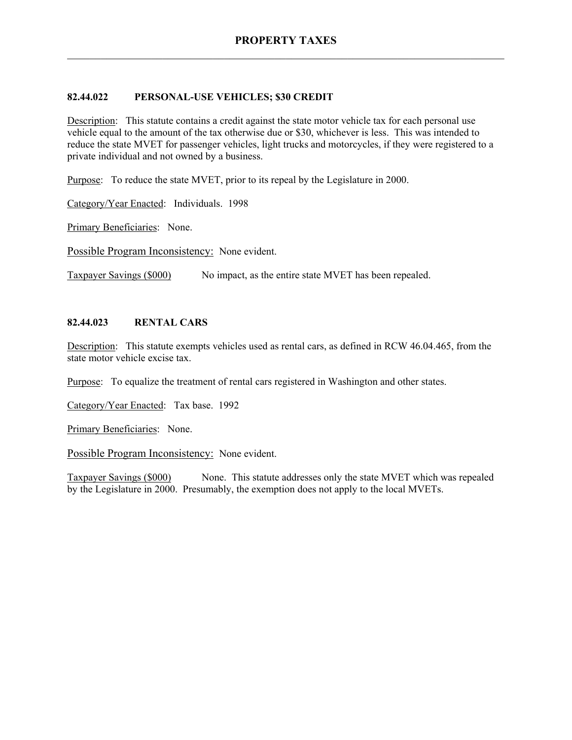### 82.44.022 PERSONAL-USE VEHICLES; $30 CREDIT

Description: This statute contains a credit against the state motor vehicle tax for each personal use vehicle equal to the amount of the tax otherwise due or $30, whichever is less. This was intended to reduce the state MVET for passenger vehicles, light trucks and motorcycles, if they were registered to a private individual and not owned by a business.

Purpose: To reduce the state MVET, prior to its repeal by the Legislature in 2000.

Category/Year Enacted: Individuals. 1998

Primary Beneficiaries: None.

Possible Program Inconsistency: None evident.

Taxpayer Savings ($000) No impact, as the entire state MVET has been repealed.

### 82.44.023 RENTAL CARS

Description: This statute exempts vehicles used as rental cars, as defined in RCW 46.04.465, from the state motor vehicle excise tax.

Purpose: To equalize the treatment of rental cars registered in Washington and other states.

Category/Year Enacted: Tax base. 1992

Primary Beneficiaries: None.

Possible Program Inconsistency: None evident.

Taxpayer Savings ($000) None. This statute addresses only the state MVET which was repealed by the Legislature in 2000. Presumably, the exemption does not apply to the local MVETs.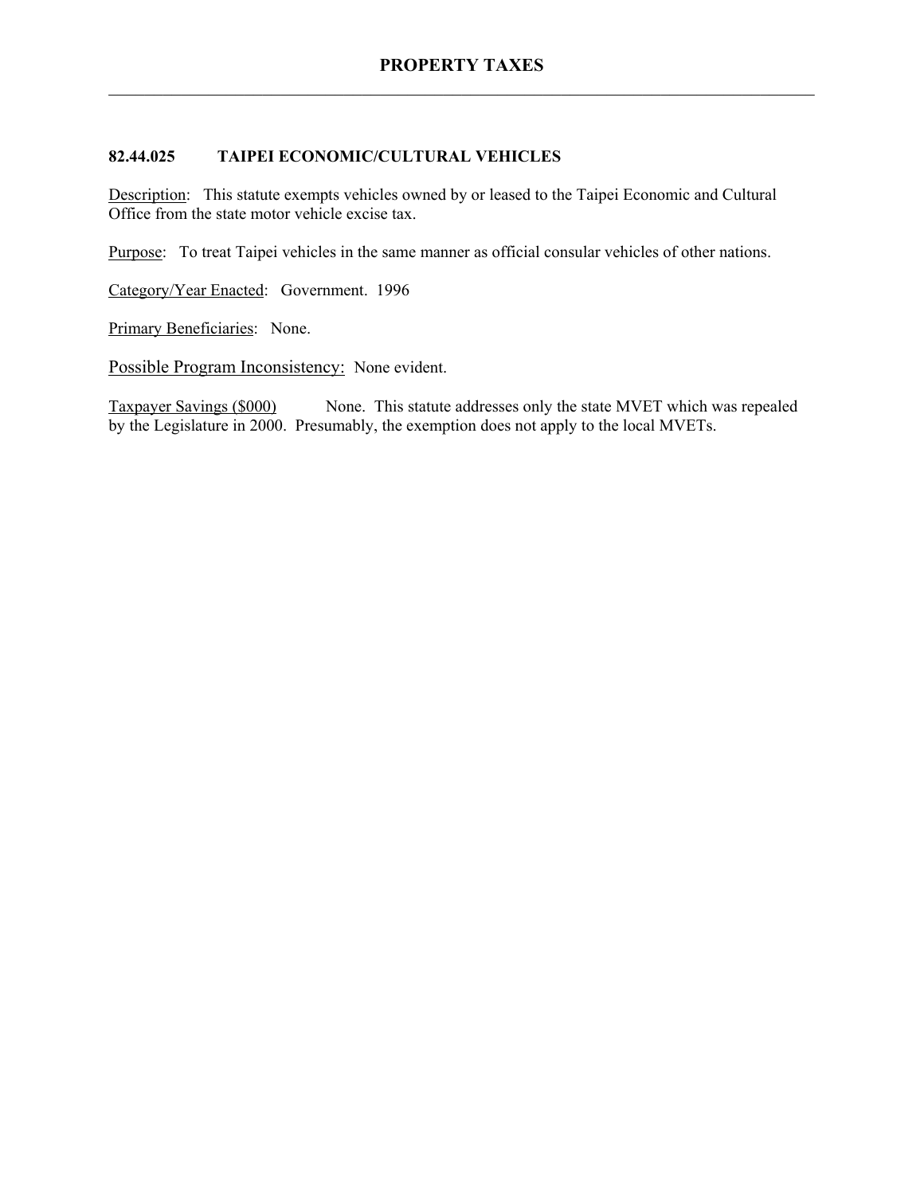# PROPERTY TAXES

## 82.44.025 TAIPEI ECONOMIC/CULTURAL VEHICLES

Description: This statute exempts vehicles owned by or leased to the Taipei Economic and Cultural Office from the state motor vehicle excise tax.

Purpose: To treat Taipei vehicles in the same manner as official consular vehicles of other nations.

Category/Year Enacted: Government. 1996

Primary Beneficiaries: None.

Possible Program Inconsistency: None evident.

Taxpayer Savings ($000) None. This statute addresses only the state MVET which was repealed by the Legislature in 2000. Presumably, the exemption does not apply to the local MVETs.